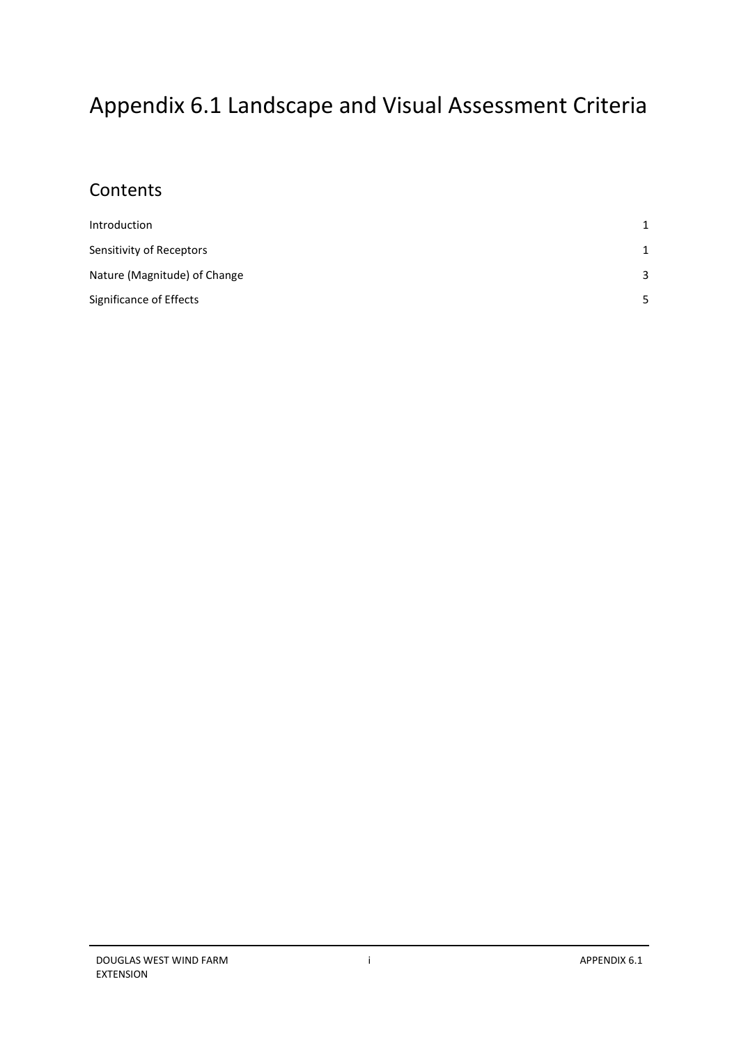# Appendix 6.1 Landscape and Visual Assessment Criteria

## Contents

| | |
|---|---|
| Introduction | 1 |
| Sensitivity of Receptors | 1 |
| Nature (Magnitude) of Change | 3 |
| Significance of Effects | 5 |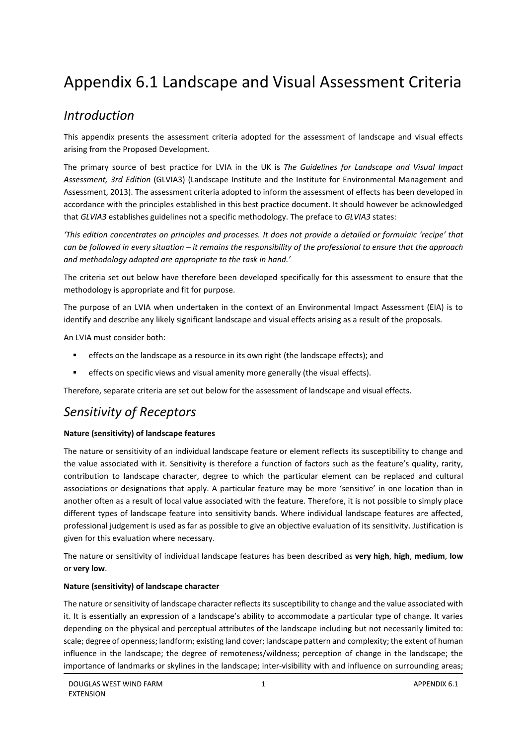# Appendix 6.1 Landscape and Visual Assessment Criteria

## *Introduction*

This appendix presents the assessment criteria adopted for the assessment of landscape and visual effects arising from the Proposed Development.

The primary source of best practice for LVIA in the UK is *The Guidelines for Landscape and Visual Impact Assessment, 3rd Edition* (GLVIA3) (Landscape Institute and the Institute for Environmental Management and Assessment, 2013). The assessment criteria adopted to inform the assessment of effects has been developed in accordance with the principles established in this best practice document. It should however be acknowledged that *GLVIA3* establishes guidelines not a specific methodology. The preface to *GLVIA3* states:

*'This edition concentrates on principles and processes. It does not provide a detailed or formulaic 'recipe' that can be followed in every situation – it remains the responsibility of the professional to ensure that the approach and methodology adopted are appropriate to the task in hand.'*

The criteria set out below have therefore been developed specifically for this assessment to ensure that the methodology is appropriate and fit for purpose.

The purpose of an LVIA when undertaken in the context of an Environmental Impact Assessment (EIA) is to identify and describe any likely significant landscape and visual effects arising as a result of the proposals.

An LVIA must consider both:

- effects on the landscape as a resource in its own right (the landscape effects); and
- effects on specific views and visual amenity more generally (the visual effects).

Therefore, separate criteria are set out below for the assessment of landscape and visual effects.

## *Sensitivity of Receptors*

**Nature (sensitivity) of landscape features**

The nature or sensitivity of an individual landscape feature or element reflects its susceptibility to change and the value associated with it. Sensitivity is therefore a function of factors such as the feature's quality, rarity, contribution to landscape character, degree to which the particular element can be replaced and cultural associations or designations that apply. A particular feature may be more 'sensitive' in one location than in another often as a result of local value associated with the feature. Therefore, it is not possible to simply place different types of landscape feature into sensitivity bands. Where individual landscape features are affected, professional judgement is used as far as possible to give an objective evaluation of its sensitivity. Justification is given for this evaluation where necessary.

The nature or sensitivity of individual landscape features has been described as **very high**, **high**, **medium**, **low** or **very low**.

**Nature (sensitivity) of landscape character**

The nature or sensitivity of landscape character reflects its susceptibility to change and the value associated with it. It is essentially an expression of a landscape's ability to accommodate a particular type of change. It varies depending on the physical and perceptual attributes of the landscape including but not necessarily limited to: scale; degree of openness; landform; existing land cover; landscape pattern and complexity; the extent of human influence in the landscape; the degree of remoteness/wildness; perception of change in the landscape; the importance of landmarks or skylines in the landscape; inter-visibility with and influence on surrounding areas;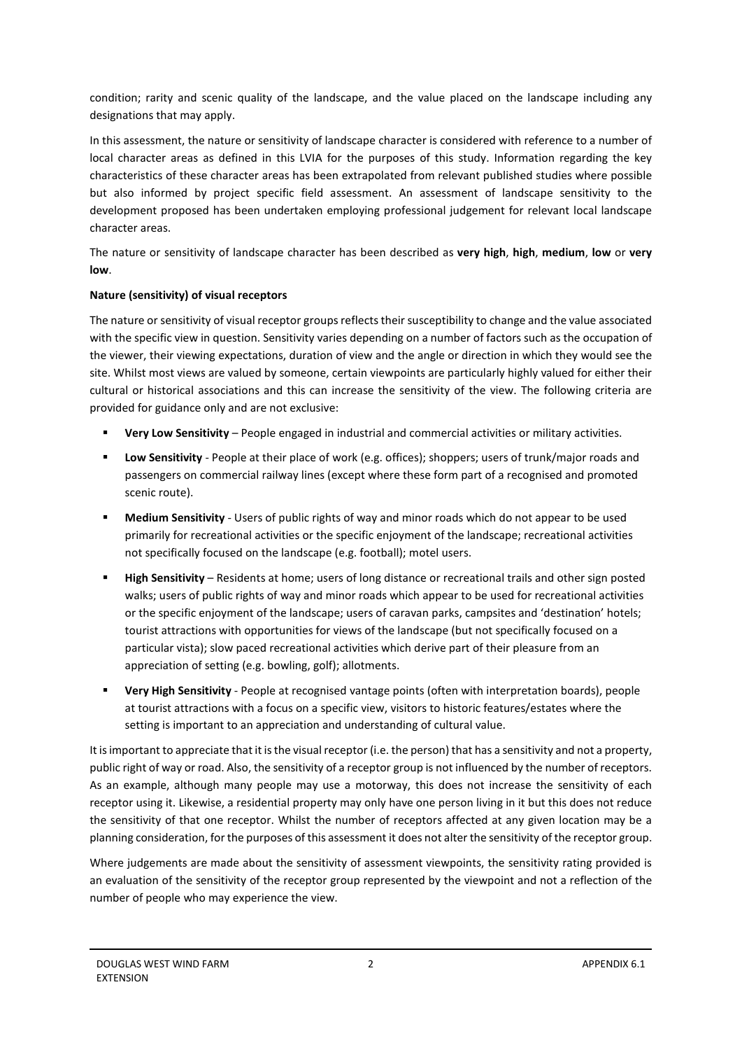condition; rarity and scenic quality of the landscape, and the value placed on the landscape including any designations that may apply.

In this assessment, the nature or sensitivity of landscape character is considered with reference to a number of local character areas as defined in this LVIA for the purposes of this study. Information regarding the key characteristics of these character areas has been extrapolated from relevant published studies where possible but also informed by project specific field assessment. An assessment of landscape sensitivity to the development proposed has been undertaken employing professional judgement for relevant local landscape character areas.

The nature or sensitivity of landscape character has been described as **very high**, **high**, **medium**, **low** or **very low**.

**Nature (sensitivity) of visual receptors**

The nature or sensitivity of visual receptor groups reflects their susceptibility to change and the value associated with the specific view in question. Sensitivity varies depending on a number of factors such as the occupation of the viewer, their viewing expectations, duration of view and the angle or direction in which they would see the site. Whilst most views are valued by someone, certain viewpoints are particularly highly valued for either their cultural or historical associations and this can increase the sensitivity of the view. The following criteria are provided for guidance only and are not exclusive:

- **Very Low Sensitivity** – People engaged in industrial and commercial activities or military activities.
- **Low Sensitivity** - People at their place of work (e.g. offices); shoppers; users of trunk/major roads and passengers on commercial railway lines (except where these form part of a recognised and promoted scenic route).
- **Medium Sensitivity** - Users of public rights of way and minor roads which do not appear to be used primarily for recreational activities or the specific enjoyment of the landscape; recreational activities not specifically focused on the landscape (e.g. football); motel users.
- **High Sensitivity** – Residents at home; users of long distance or recreational trails and other sign posted walks; users of public rights of way and minor roads which appear to be used for recreational activities or the specific enjoyment of the landscape; users of caravan parks, campsites and 'destination' hotels; tourist attractions with opportunities for views of the landscape (but not specifically focused on a particular vista); slow paced recreational activities which derive part of their pleasure from an appreciation of setting (e.g. bowling, golf); allotments.
- **Very High Sensitivity** - People at recognised vantage points (often with interpretation boards), people at tourist attractions with a focus on a specific view, visitors to historic features/estates where the setting is important to an appreciation and understanding of cultural value.

It is important to appreciate that it is the visual receptor (i.e. the person) that has a sensitivity and not a property, public right of way or road. Also, the sensitivity of a receptor group is not influenced by the number of receptors. As an example, although many people may use a motorway, this does not increase the sensitivity of each receptor using it. Likewise, a residential property may only have one person living in it but this does not reduce the sensitivity of that one receptor. Whilst the number of receptors affected at any given location may be a planning consideration, for the purposes of this assessment it does not alter the sensitivity of the receptor group.

Where judgements are made about the sensitivity of assessment viewpoints, the sensitivity rating provided is an evaluation of the sensitivity of the receptor group represented by the viewpoint and not a reflection of the number of people who may experience the view.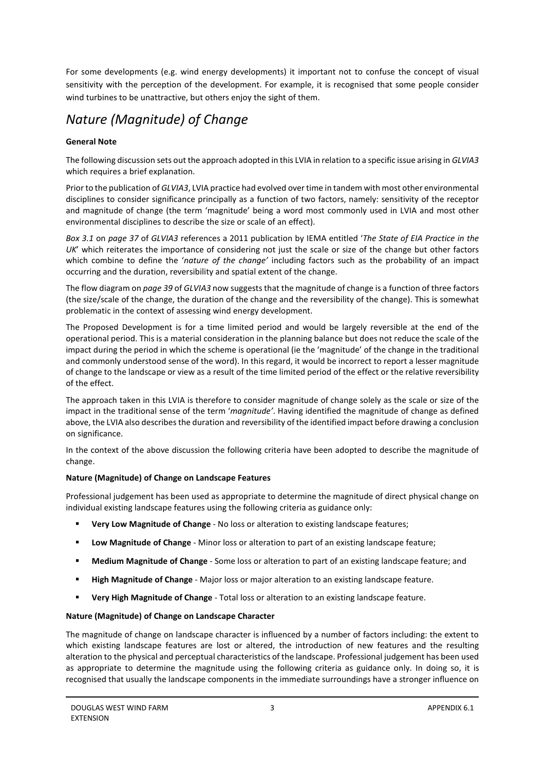For some developments (e.g. wind energy developments) it important not to confuse the concept of visual sensitivity with the perception of the development. For example, it is recognised that some people consider wind turbines to be unattractive, but others enjoy the sight of them.

## *Nature (Magnitude) of Change*

**General Note**

The following discussion sets out the approach adopted in this LVIA in relation to a specific issue arising in *GLVIA3* which requires a brief explanation.

Prior to the publication of *GLVIA3*, LVIA practice had evolved over time in tandem with most other environmental disciplines to consider significance principally as a function of two factors, namely: sensitivity of the receptor and magnitude of change (the term 'magnitude' being a word most commonly used in LVIA and most other environmental disciplines to describe the size or scale of an effect).

*Box 3.1* on *page 37* of *GLVIA3* references a 2011 publication by IEMA entitled '*The State of EIA Practice in the UK*' which reiterates the importance of considering not just the scale or size of the change but other factors which combine to define the '*nature of the change'* including factors such as the probability of an impact occurring and the duration, reversibility and spatial extent of the change.

The flow diagram on *page 39* of *GLVIA3* now suggests that the magnitude of change is a function of three factors (the size/scale of the change, the duration of the change and the reversibility of the change). This is somewhat problematic in the context of assessing wind energy development.

The Proposed Development is for a time limited period and would be largely reversible at the end of the operational period. This is a material consideration in the planning balance but does not reduce the scale of the impact during the period in which the scheme is operational (ie the 'magnitude' of the change in the traditional and commonly understood sense of the word). In this regard, it would be incorrect to report a lesser magnitude of change to the landscape or view as a result of the time limited period of the effect or the relative reversibility of the effect.

The approach taken in this LVIA is therefore to consider magnitude of change solely as the scale or size of the impact in the traditional sense of the term '*magnitude'*. Having identified the magnitude of change as defined above, the LVIA also describes the duration and reversibility of the identified impact before drawing a conclusion on significance.

In the context of the above discussion the following criteria have been adopted to describe the magnitude of change.

**Nature (Magnitude) of Change on Landscape Features**

Professional judgement has been used as appropriate to determine the magnitude of direct physical change on individual existing landscape features using the following criteria as guidance only:

- **Very Low Magnitude of Change** - No loss or alteration to existing landscape features;
- **Low Magnitude of Change** - Minor loss or alteration to part of an existing landscape feature;
- **Medium Magnitude of Change** - Some loss or alteration to part of an existing landscape feature; and
- **High Magnitude of Change** - Major loss or major alteration to an existing landscape feature.
- **Very High Magnitude of Change** - Total loss or alteration to an existing landscape feature.

**Nature (Magnitude) of Change on Landscape Character**

The magnitude of change on landscape character is influenced by a number of factors including: the extent to which existing landscape features are lost or altered, the introduction of new features and the resulting alteration to the physical and perceptual characteristics of the landscape. Professional judgement has been used as appropriate to determine the magnitude using the following criteria as guidance only. In doing so, it is recognised that usually the landscape components in the immediate surroundings have a stronger influence on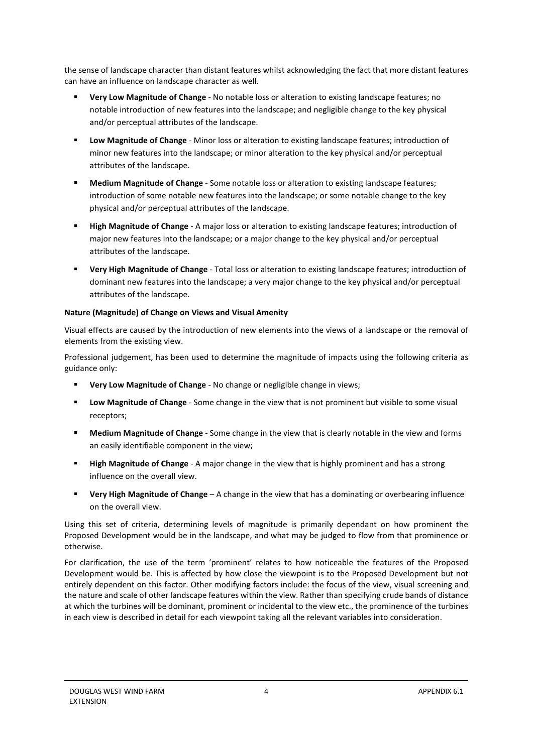the sense of landscape character than distant features whilst acknowledging the fact that more distant features can have an influence on landscape character as well.

- **Very Low Magnitude of Change** - No notable loss or alteration to existing landscape features; no notable introduction of new features into the landscape; and negligible change to the key physical and/or perceptual attributes of the landscape.
- **Low Magnitude of Change** - Minor loss or alteration to existing landscape features; introduction of minor new features into the landscape; or minor alteration to the key physical and/or perceptual attributes of the landscape.
- **Medium Magnitude of Change** - Some notable loss or alteration to existing landscape features; introduction of some notable new features into the landscape; or some notable change to the key physical and/or perceptual attributes of the landscape.
- **High Magnitude of Change** - A major loss or alteration to existing landscape features; introduction of major new features into the landscape; or a major change to the key physical and/or perceptual attributes of the landscape.
- **Very High Magnitude of Change** - Total loss or alteration to existing landscape features; introduction of dominant new features into the landscape; a very major change to the key physical and/or perceptual attributes of the landscape.

**Nature (Magnitude) of Change on Views and Visual Amenity**

Visual effects are caused by the introduction of new elements into the views of a landscape or the removal of elements from the existing view.

Professional judgement, has been used to determine the magnitude of impacts using the following criteria as guidance only:

- **Very Low Magnitude of Change** - No change or negligible change in views;
- **Low Magnitude of Change** - Some change in the view that is not prominent but visible to some visual receptors;
- **Medium Magnitude of Change** - Some change in the view that is clearly notable in the view and forms an easily identifiable component in the view;
- **High Magnitude of Change** - A major change in the view that is highly prominent and has a strong influence on the overall view.
- **Very High Magnitude of Change** – A change in the view that has a dominating or overbearing influence on the overall view.

Using this set of criteria, determining levels of magnitude is primarily dependant on how prominent the Proposed Development would be in the landscape, and what may be judged to flow from that prominence or otherwise.

For clarification, the use of the term 'prominent' relates to how noticeable the features of the Proposed Development would be. This is affected by how close the viewpoint is to the Proposed Development but not entirely dependent on this factor. Other modifying factors include: the focus of the view, visual screening and the nature and scale of other landscape features within the view. Rather than specifying crude bands of distance at which the turbines will be dominant, prominent or incidental to the view etc., the prominence of the turbines in each view is described in detail for each viewpoint taking all the relevant variables into consideration.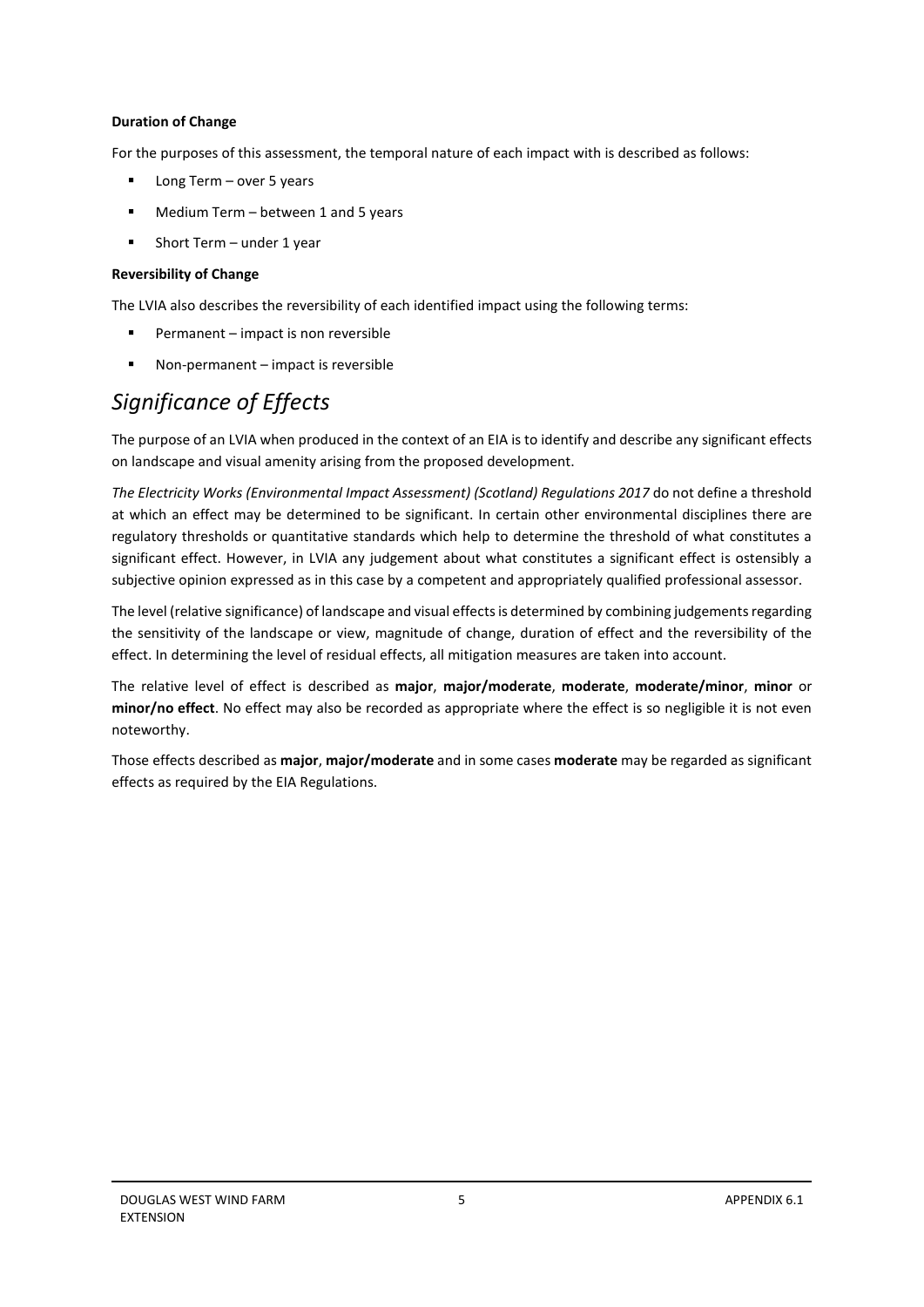**Duration of Change**

For the purposes of this assessment, the temporal nature of each impact with is described as follows:

- Long Term – over 5 years
- Medium Term – between 1 and 5 years
- Short Term – under 1 year

**Reversibility of Change**

The LVIA also describes the reversibility of each identified impact using the following terms:

- Permanent – impact is non reversible
- Non-permanent – impact is reversible

## *Significance of Effects*

The purpose of an LVIA when produced in the context of an EIA is to identify and describe any significant effects on landscape and visual amenity arising from the proposed development.

*The Electricity Works (Environmental Impact Assessment) (Scotland) Regulations 2017* do not define a threshold at which an effect may be determined to be significant. In certain other environmental disciplines there are regulatory thresholds or quantitative standards which help to determine the threshold of what constitutes a significant effect. However, in LVIA any judgement about what constitutes a significant effect is ostensibly a subjective opinion expressed as in this case by a competent and appropriately qualified professional assessor.

The level (relative significance) of landscape and visual effects is determined by combining judgements regarding the sensitivity of the landscape or view, magnitude of change, duration of effect and the reversibility of the effect. In determining the level of residual effects, all mitigation measures are taken into account.

The relative level of effect is described as **major**, **major/moderate**, **moderate**, **moderate/minor**, **minor** or **minor/no effect**. No effect may also be recorded as appropriate where the effect is so negligible it is not even noteworthy.

Those effects described as **major**, **major/moderate** and in some cases **moderate** may be regarded as significant effects as required by the EIA Regulations.